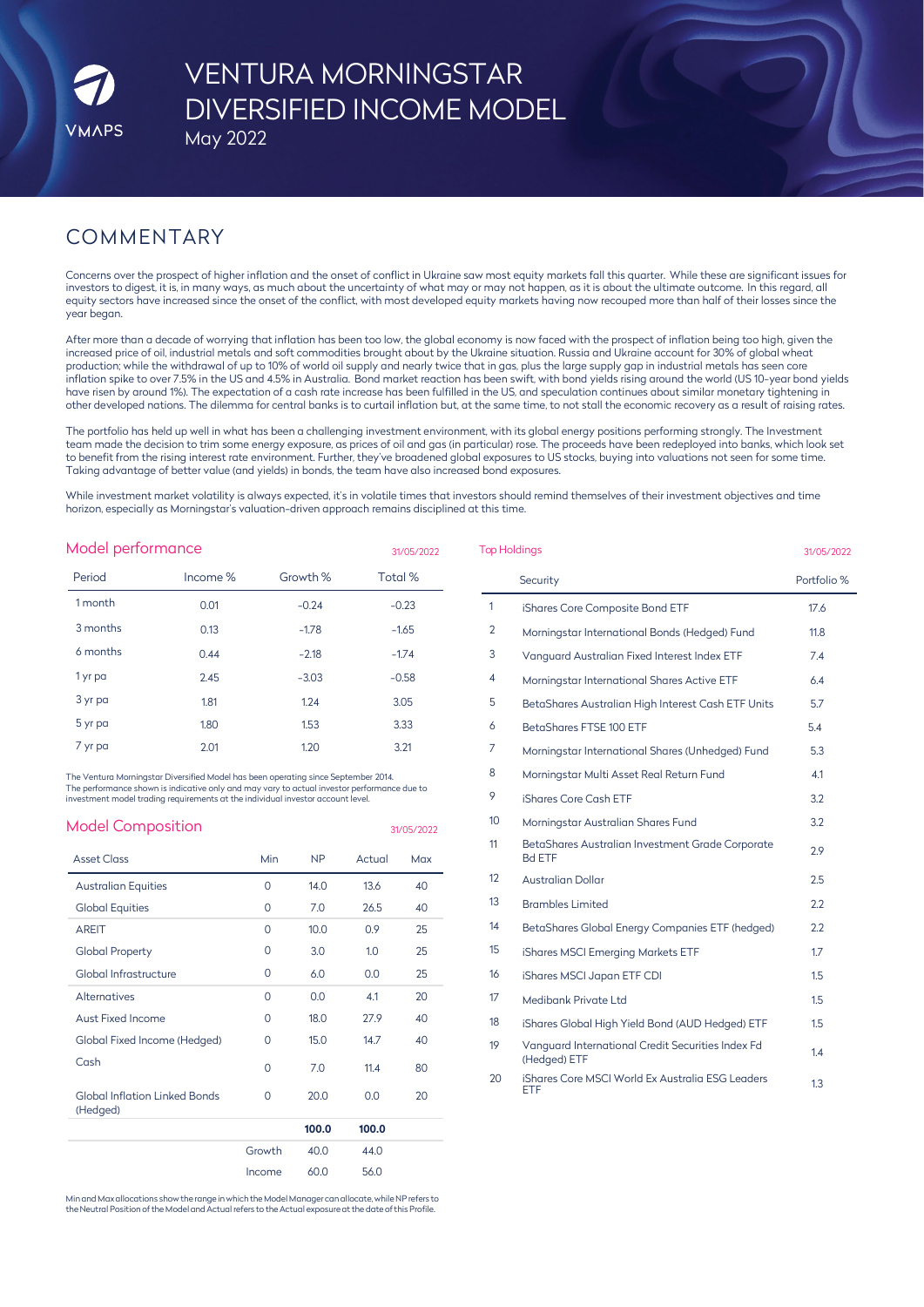VMAPS

# VENTURA MORNINGSTAR DIVERSIFIED INCOME MODEL

May 2022

## COMMENTARY

Concerns over the prospect of higher inflation and the onset of conflict in Ukraine saw most equity markets fall this quarter. While these are significant issues for investors to digest, it is, in many ways, as much about the uncertainty of what may or may not happen, as it is about the ultimate outcome. In this regard, all equity sectors have increased since the onset of the conflict, with most developed equity markets having now recouped more than half of their losses since the year began.

After more than a decade of worrying that inflation has been too low, the global economy is now faced with the prospect of inflation being too high, given the increased price of oil, industrial metals and soft commodities brought about by the Ukraine situation. Russia and Ukraine account for 30% of global wheat production; while the withdrawal of up to 10% of world oil supply and nearly twice that in gas, plus the large supply gap in industrial metals has seen core inflation spike to over 7.5% in the US and 4.5% in Australia. Bond market reaction has been swift, with bond yields rising around the world (US 10-year bond yields have risen by around 1%). The expectation of a cash rate increase has been fulfilled in the US, and speculation continues about similar monetary tightening in other developed nations. The dilemma for central banks is to curtail inflation but, at the same time, to not stall the economic recovery as a result of raising rates.

The portfolio has held up well in what has been a challenging investment environment, with its global energy positions performing strongly. The Investment team made the decision to trim some energy exposure, as prices of oil and gas (in particular) rose. The proceeds have been redeployed into banks, which look set to benefit from the rising interest rate environment. Further, they've broadened global exposures to US stocks, buying into valuations not seen for some time. Taking advantage of better value (and yields) in bonds, the team have also increased bond exposures.

While investment market volatility is always expected, it's in volatile times that investors should remind themselves of their investment objectives and time horizon, especially as Morningstar's valuation-driven approach remains disciplined at this time.

## Model performance

31/05/2022

| Period | Income % | Growth % | Total % |
|---|---|---|---|
| 1 month | 0.01 | -0.24 | -0.23 |
| 3 months | 0.13 | -1.78 | -1.65 |
| 6 months | 0.44 | -2.18 | -1.74 |
| 1 yr pa | 2.45 | -3.03 | -0.58 |
| 3 yr pa | 1.81 | 1.24 | 3.05 |
| 5 yr pa | 1.80 | 1.53 | 3.33 |
| 7 yr pa | 2.01 | 1.20 | 3.21 |

The Ventura Morningstar Diversified Model has been operating since September 2014.
The performance shown is indicative only and may vary to actual investor performance due to investment model trading requirements at the individual investor account level.

## Model Composition

31/05/2022

| Asset Class | Min | NP | Actual | Max |
|---|---|---|---|---|
| Australian Equities | 0 | 14.0 | 13.6 | 40 |
| Global Equities | 0 | 7.0 | 26.5 | 40 |
| AREIT | 0 | 10.0 | 0.9 | 25 |
| Global Property | 0 | 3.0 | 1.0 | 25 |
| Global Infrastructure | 0 | 6.0 | 0.0 | 25 |
| Alternatives | 0 | 0.0 | 4.1 | 20 |
| Aust Fixed Income | 0 | 18.0 | 27.9 | 40 |
| Global Fixed Income (Hedged) | 0 | 15.0 | 14.7 | 40 |
| Cash | 0 | 7.0 | 11.4 | 80 |
| Global Inflation Linked Bonds (Hedged) | 0 | 20.0 | 0.0 | 20 |
| | | **100.0** | **100.0** | |
| | Growth | 40.0 | 44.0 | |
| | Income | 60.0 | 56.0 | |

Min and Max allocations show the range in which the Model Manager can allocate, while NP refers to the Neutral Position of the Model and Actual refers to the Actual exposure at the date of this Profile.

## Top Holdings

31/05/2022

| | Security | Portfolio % |
|---|---|---|
| 1 | iShares Core Composite Bond ETF | 17.6 |
| 2 | Morningstar International Bonds (Hedged) Fund | 11.8 |
| 3 | Vanguard Australian Fixed Interest Index ETF | 7.4 |
| 4 | Morningstar International Shares Active ETF | 6.4 |
| 5 | BetaShares Australian High Interest Cash ETF Units | 5.7 |
| 6 | BetaShares FTSE 100 ETF | 5.4 |
| 7 | Morningstar International Shares (Unhedged) Fund | 5.3 |
| 8 | Morningstar Multi Asset Real Return Fund | 4.1 |
| 9 | iShares Core Cash ETF | 3.2 |
| 10 | Morningstar Australian Shares Fund | 3.2 |
| 11 | BetaShares Australian Investment Grade Corporate Bd ETF | 2.9 |
| 12 | Australian Dollar | 2.5 |
| 13 | Brambles Limited | 2.2 |
| 14 | BetaShares Global Energy Companies ETF (hedged) | 2.2 |
| 15 | iShares MSCI Emerging Markets ETF | 1.7 |
| 16 | iShares MSCI Japan ETF CDI | 1.5 |
| 17 | Medibank Private Ltd | 1.5 |
| 18 | iShares Global High Yield Bond (AUD Hedged) ETF | 1.5 |
| 19 | Vanguard International Credit Securities Index Fd (Hedged) ETF | 1.4 |
| 20 | iShares Core MSCI World Ex Australia ESG Leaders ETF | 1.3 |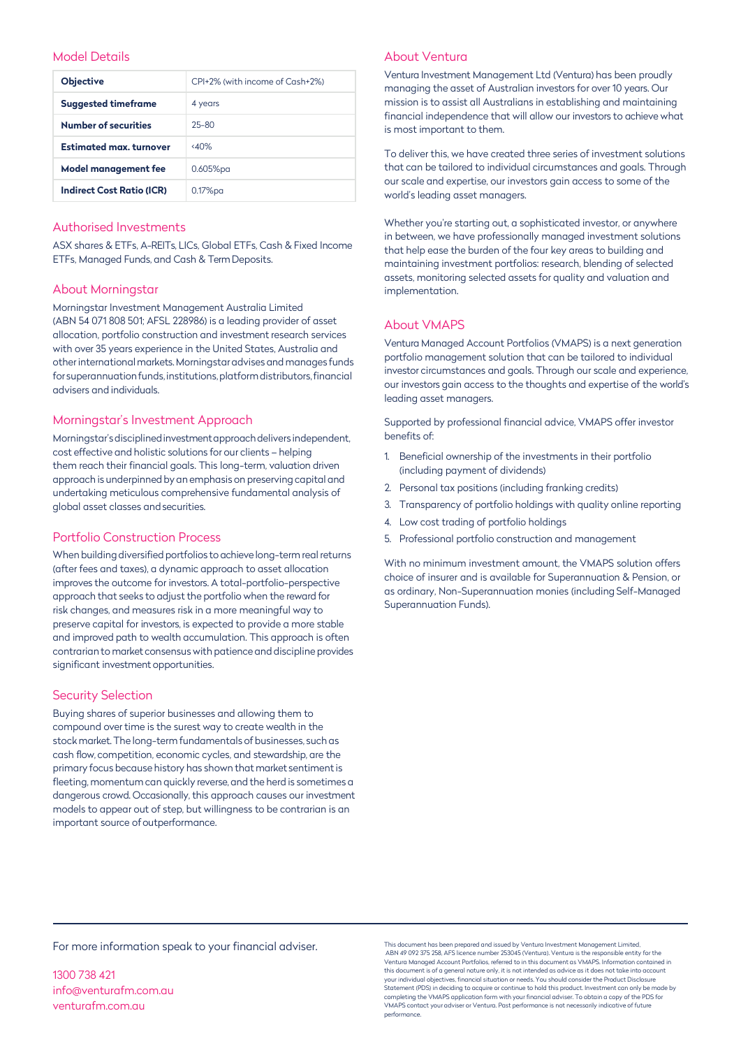## Model Details

| | |
|---|---|
| **Objective** | CPI+2% (with income of Cash+2%) |
| **Suggested timeframe** | 4 years |
| **Number of securities** | 25-80 |
| **Estimated max. turnover** | <40% |
| **Model management fee** | 0.605%pa |
| **Indirect Cost Ratio (ICR)** | 0.17%pa |

## Authorised Investments

ASX shares & ETFs, A-REITs, LICs, Global ETFs, Cash & Fixed Income ETFs, Managed Funds, and Cash & Term Deposits.

## About Morningstar

Morningstar Investment Management Australia Limited (ABN 54 071 808 501; AFSL 228986) is a leading provider of asset allocation, portfolio construction and investment research services with over 35 years experience in the United States, Australia and other international markets. Morningstar advises and manages funds for superannuation funds, institutions, platform distributors, financial advisers and individuals.

## Morningstar's Investment Approach

Morningstar's disciplined investment approach delivers independent, cost effective and holistic solutions for our clients – helping them reach their financial goals. This long-term, valuation driven approach is underpinned by an emphasis on preserving capital and undertaking meticulous comprehensive fundamental analysis of global asset classes and securities.

## Portfolio Construction Process

When building diversified portfolios to achieve long-term real returns (after fees and taxes), a dynamic approach to asset allocation improves the outcome for investors. A total-portfolio-perspective approach that seeks to adjust the portfolio when the reward for risk changes, and measures risk in a more meaningful way to preserve capital for investors, is expected to provide a more stable and improved path to wealth accumulation. This approach is often contrarian to market consensus with patience and discipline provides significant investment opportunities.

## Security Selection

Buying shares of superior businesses and allowing them to compound over time is the surest way to create wealth in the stock market. The long-term fundamentals of businesses, such as cash flow, competition, economic cycles, and stewardship, are the primary focus because history has shown that market sentiment is fleeting, momentum can quickly reverse, and the herd is sometimes a dangerous crowd. Occasionally, this approach causes our investment models to appear out of step, but willingness to be contrarian is an important source of outperformance.

## About Ventura

Ventura Investment Management Ltd (Ventura) has been proudly managing the asset of Australian investors for over 10 years. Our mission is to assist all Australians in establishing and maintaining financial independence that will allow our investors to achieve what is most important to them.

To deliver this, we have created three series of investment solutions that can be tailored to individual circumstances and goals. Through our scale and expertise, our investors gain access to some of the world's leading asset managers.

Whether you're starting out, a sophisticated investor, or anywhere in between, we have professionally managed investment solutions that help ease the burden of the four key areas to building and maintaining investment portfolios: research, blending of selected assets, monitoring selected assets for quality and valuation and implementation.

## About VMAPS

Ventura Managed Account Portfolios (VMAPS) is a next generation portfolio management solution that can be tailored to individual investor circumstances and goals. Through our scale and experience, our investors gain access to the thoughts and expertise of the world's leading asset managers.

Supported by professional financial advice, VMAPS offer investor benefits of:

1. Beneficial ownership of the investments in their portfolio (including payment of dividends)
2. Personal tax positions (including franking credits)
3. Transparency of portfolio holdings with quality online reporting
4. Low cost trading of portfolio holdings
5. Professional portfolio construction and management

With no minimum investment amount, the VMAPS solution offers choice of insurer and is available for Superannuation & Pension, or as ordinary, Non-Superannuation monies (including Self-Managed Superannuation Funds).

For more information speak to your financial adviser.

1300 738 421
info@venturafm.com.au
venturafm.com.au

This document has been prepared and issued by Ventura Investment Management Limited, ABN 49 092 375 258, AFS licence number 253045 (Ventura). Ventura is the responsible entity for the Ventura Managed Account Portfolios, referred to in this document as VMAPS. Information contained in this document is of a general nature only, it is not intended as advice as it does not take into account your individual objectives, financial situation or needs. You should consider the Product Disclosure Statement (PDS) in deciding to acquire or continue to hold this product. Investment can only be made by completing the VMAPS application form with your financial adviser. To obtain a copy of the PDS for VMAPS contact your adviser or Ventura. Past performance is not necessarily indicative of future performance.